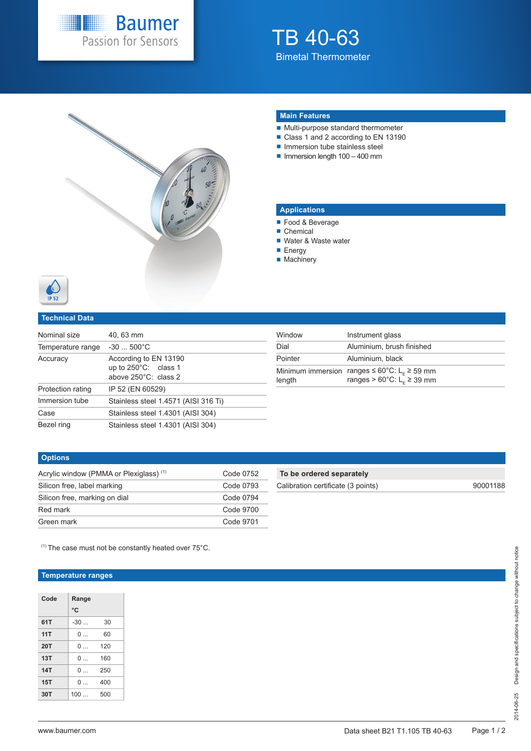# TB 40-63

Bimetal Thermometer

## Main Features

- Multi-purpose standard thermometer
- Class 1 and 2 according to EN 13190
- Immersion tube stainless steel
- Immersion length 100 – 400 mm

## Applications

- Food & Beverage
- Chemical
- Water & Waste water
- Energy
- Machinery

IP 52

## Technical Data

| | |
|---|---|
| Nominal size | 40, 63 mm |
| Temperature range | -30 ... 500°C |
| Accuracy | According to EN 13190<br>up to 250°C: class 1<br>above 250°C: class 2 |
| Protection rating | IP 52 (EN 60529) |
| Immersion tube | Stainless steel 1.4571 (AISI 316 Ti) |
| Case | Stainless steel 1.4301 (AISI 304) |
| Bezel ring | Stainless steel 1.4301 (AISI 304) |

| | |
|---|---|
| Window | Instrument glass |
| Dial | Aluminium, brush finished |
| Pointer | Aluminium, black |
| Minimum immersion length | ranges ≤ 60°C: $L_E$ ≥ 59 mm<br>ranges > 60°C: $L_E$ ≥ 39 mm |

## Options

| | |
|---|---|
| Acrylic window (PMMA or Plexiglass) [1] | Code 0752 |
| Silicon free, label marking | Code 0793 |
| Silicon free, marking on dial | Code 0794 |
| Red mark | Code 9700 |
| Green mark | Code 9701 |

| To be ordered separately | |
|---|---|
| Calibration certificate (3 points) | 90001188 |

[1] The case must not be constantly heated over 75°C.

## Temperature ranges

| Code | Range °C | |
|---|---|---|
| 61T | -30 ... | 30 |
| 11T | 0 ... | 60 |
| 20T | 0 ... | 120 |
| 13T | 0 ... | 160 |
| 14T | 0 ... | 250 |
| 15T | 0 ... | 400 |
| 30T | 100 ... | 500 |

www.baumer.com

Data sheet B21 T1.105 TB 40-63

2014-06-25 Design and specifications subject to change without notice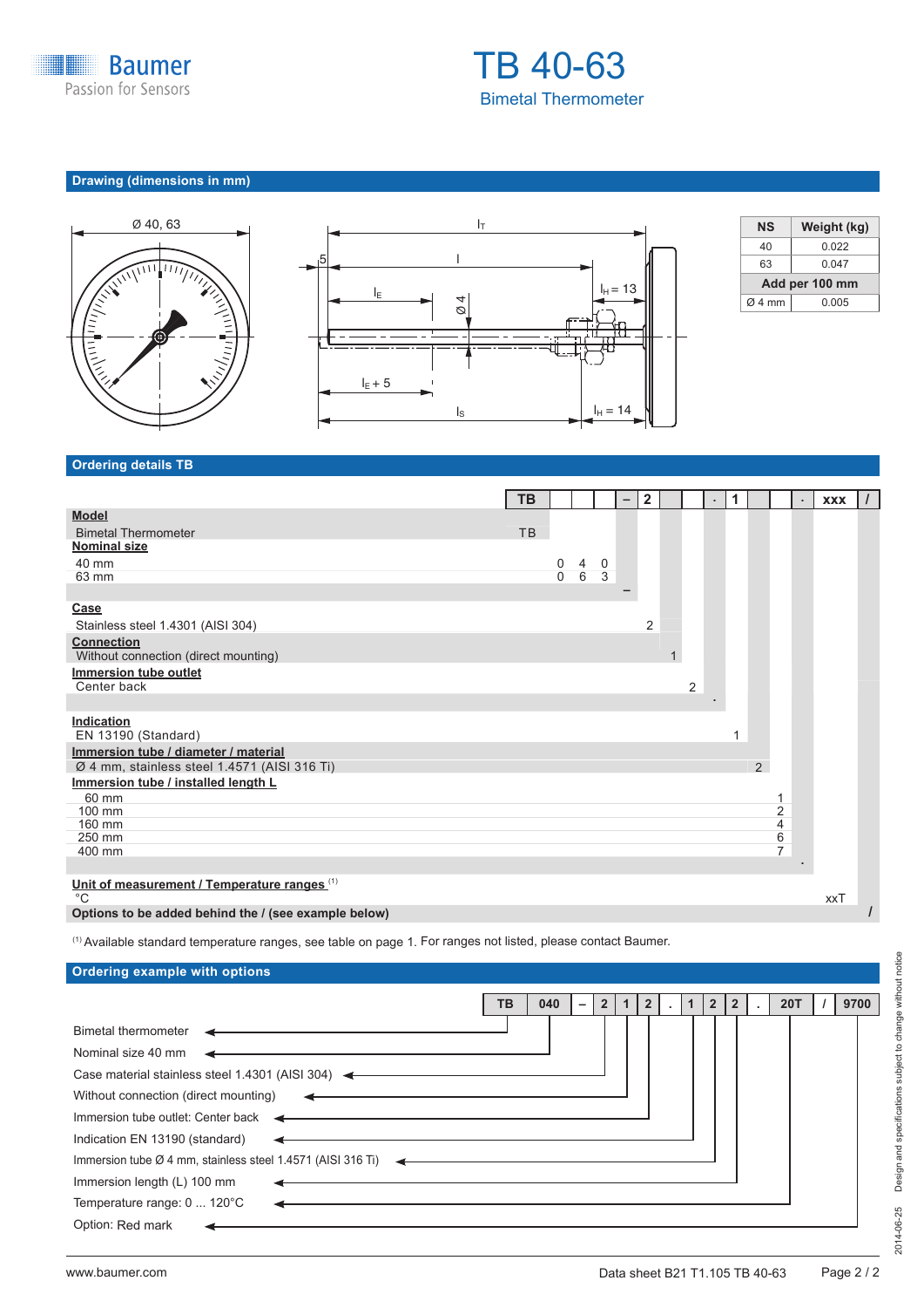# TB 40-63

Bimetal Thermometer

## Drawing (dimensions in mm)

Ø 40, 63

$l_T$

5

l

$l_E$

Ø 4

$l_H$ = 13

$l_E$ + 5

$l_S$

$l_H$ = 14

| NS | Weight (kg) |
|---|---|
| 40 | 0.022 |
| 63 | 0.047 |
| **Add per 100 mm** | |
| Ø 4 mm | 0.005 |

## Ordering details TB

TB | | | | – | 2 | | | . | 1 | | | . | xxx | /

| | Code |
|---|---|
| **Model** | |
| Bimetal Thermometer | TB |
| **Nominal size** | |
| 40 mm | 0 4 0 |
| 63 mm | 0 6 3 |
| | – |
| **Case** | |
| Stainless steel 1.4301 (AISI 304) | 2 |
| **Connection** | |
| Without connection (direct mounting) | 1 |
| **Immersion tube outlet** | |
| Center back | 2 |
| | . |
| **Indication** | |
| EN 13190 (Standard) | 1 |
| **Immersion tube / diameter / material** | |
| Ø 4 mm, stainless steel 1.4571 (AISI 316 Ti) | 2 |
| **Immersion tube / installed length L** | |
| 60 mm | 1 |
| 100 mm | 2 |
| 160 mm | 4 |
| 250 mm | 6 |
| 400 mm | 7 |
| | . |
| **Unit of measurement / Temperature ranges** [1] | |
| °C | xxT |
| **Options to be added behind the / (see example below)** | / |

[1] Available standard temperature ranges, see table on page 1. For ranges not listed, please contact Baumer.

## Ordering example with options

TB | 040 | – | 2 | 1 | 2 | . | 1 | 2 | 2 | . | 20T | / | 9700

| Description | Code |
|---|---|
| Bimetal thermometer | TB |
| Nominal size 40 mm | 040 |
| Case material stainless steel 1.4301 (AISI 304) | 2 |
| Without connection (direct mounting) | 1 |
| Immersion tube outlet: Center back | 2 |
| Indication EN 13190 (standard) | 1 |
| Immersion tube Ø 4 mm, stainless steel 1.4571 (AISI 316 Ti) | 2 |
| Immersion length (L) 100 mm | 2 |
| Temperature range: 0 ... 120°C | 20T |
| Option: Red mark | 9700 |

2014-06-25 Design and specifications subject to change without notice

www.baumer.com Data sheet B21 T1.105 TB 40-63